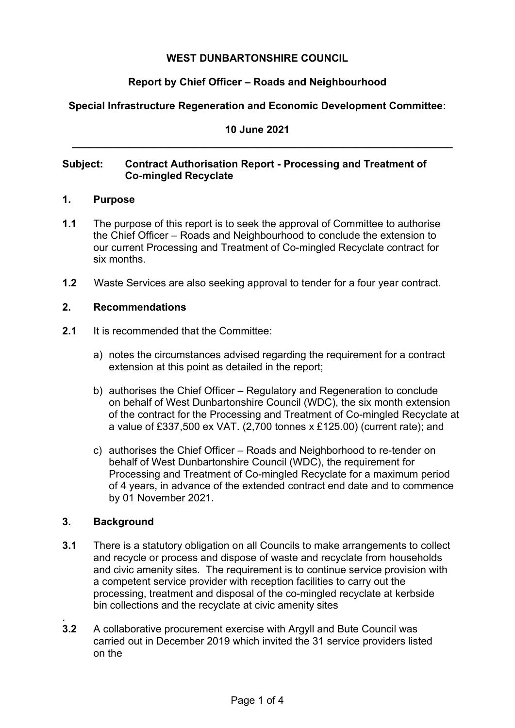**WEST DUNBARTONSHIRE COUNCIL**

**Report by Chief Officer – Roads and Neighbourhood**

**Special Infrastructure Regeneration and Economic Development Committee:**

**10 June 2021**

---

**Subject: Contract Authorisation Report - Processing and Treatment of Co-mingled Recyclate**

## 1. Purpose

**1.1** The purpose of this report is to seek the approval of Committee to authorise the Chief Officer – Roads and Neighbourhood to conclude the extension to our current Processing and Treatment of Co-mingled Recyclate contract for six months.

**1.2** Waste Services are also seeking approval to tender for a four year contract.

## 2. Recommendations

**2.1** It is recommended that the Committee:

a) notes the circumstances advised regarding the requirement for a contract extension at this point as detailed in the report;

b) authorises the Chief Officer – Regulatory and Regeneration to conclude on behalf of West Dunbartonshire Council (WDC), the six month extension of the contract for the Processing and Treatment of Co-mingled Recyclate at a value of £337,500 ex VAT. (2,700 tonnes x £125.00) (current rate); and

c) authorises the Chief Officer – Roads and Neighborhood to re-tender on behalf of West Dunbartonshire Council (WDC), the requirement for Processing and Treatment of Co-mingled Recyclate for a maximum period of 4 years, in advance of the extended contract end date and to commence by 01 November 2021.

## 3. Background

**3.1** There is a statutory obligation on all Councils to make arrangements to collect and recycle or process and dispose of waste and recyclate from households and civic amenity sites. The requirement is to continue service provision with a competent service provider with reception facilities to carry out the processing, treatment and disposal of the co-mingled recyclate at kerbside bin collections and the recyclate at civic amenity sites

.

**3.2** A collaborative procurement exercise with Argyll and Bute Council was carried out in December 2019 which invited the 31 service providers listed on the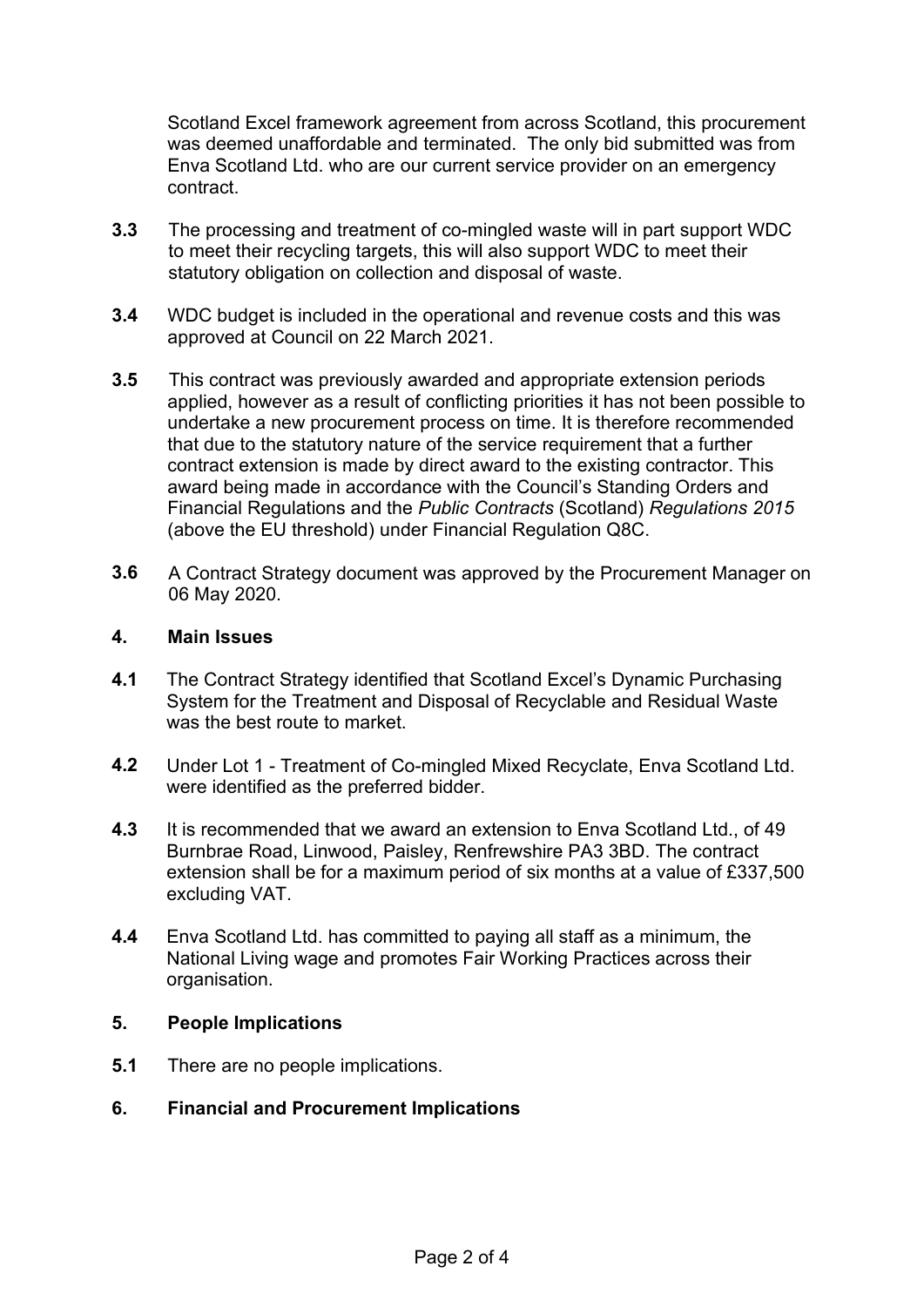Scotland Excel framework agreement from across Scotland, this procurement was deemed unaffordable and terminated. The only bid submitted was from Enva Scotland Ltd. who are our current service provider on an emergency contract.

**3.3** The processing and treatment of co-mingled waste will in part support WDC to meet their recycling targets, this will also support WDC to meet their statutory obligation on collection and disposal of waste.

**3.4** WDC budget is included in the operational and revenue costs and this was approved at Council on 22 March 2021.

**3.5** This contract was previously awarded and appropriate extension periods applied, however as a result of conflicting priorities it has not been possible to undertake a new procurement process on time. It is therefore recommended that due to the statutory nature of the service requirement that a further contract extension is made by direct award to the existing contractor. This award being made in accordance with the Council's Standing Orders and Financial Regulations and the *Public Contracts* (Scotland) *Regulations 2015* (above the EU threshold) under Financial Regulation Q8C.

**3.6** A Contract Strategy document was approved by the Procurement Manager on 06 May 2020.

## 4. Main Issues

**4.1** The Contract Strategy identified that Scotland Excel's Dynamic Purchasing System for the Treatment and Disposal of Recyclable and Residual Waste was the best route to market.

**4.2** Under Lot 1 - Treatment of Co-mingled Mixed Recyclate, Enva Scotland Ltd. were identified as the preferred bidder.

**4.3** It is recommended that we award an extension to Enva Scotland Ltd., of 49 Burnbrae Road, Linwood, Paisley, Renfrewshire PA3 3BD. The contract extension shall be for a maximum period of six months at a value of £337,500 excluding VAT.

**4.4** Enva Scotland Ltd. has committed to paying all staff as a minimum, the National Living wage and promotes Fair Working Practices across their organisation.

## 5. People Implications

**5.1** There are no people implications.

## 6. Financial and Procurement Implications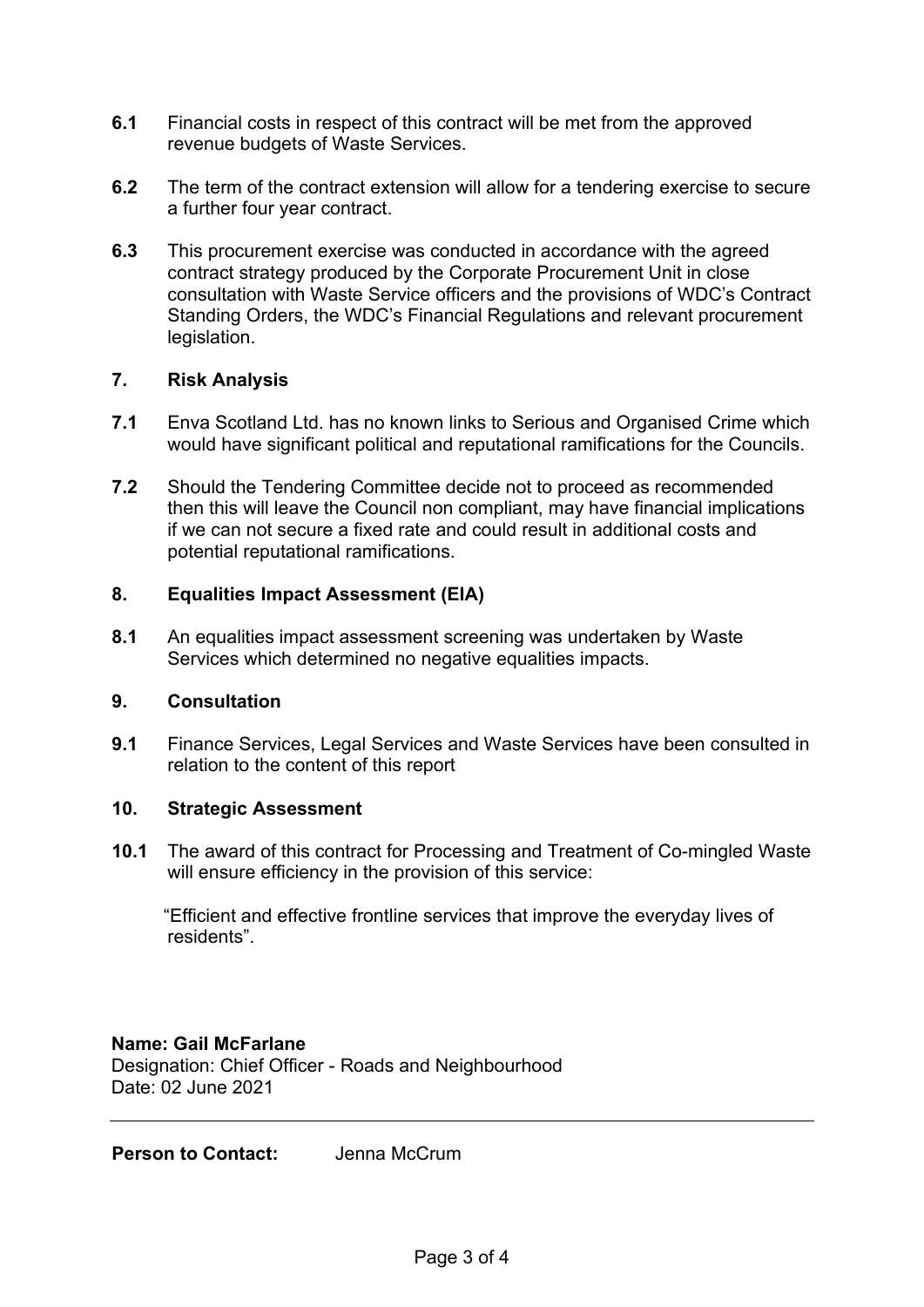**6.1** Financial costs in respect of this contract will be met from the approved revenue budgets of Waste Services.

**6.2** The term of the contract extension will allow for a tendering exercise to secure a further four year contract.

**6.3** This procurement exercise was conducted in accordance with the agreed contract strategy produced by the Corporate Procurement Unit in close consultation with Waste Service officers and the provisions of WDC's Contract Standing Orders, the WDC's Financial Regulations and relevant procurement legislation.

## 7. Risk Analysis

**7.1** Enva Scotland Ltd. has no known links to Serious and Organised Crime which would have significant political and reputational ramifications for the Councils.

**7.2** Should the Tendering Committee decide not to proceed as recommended then this will leave the Council non compliant, may have financial implications if we can not secure a fixed rate and could result in additional costs and potential reputational ramifications.

## 8. Equalities Impact Assessment (EIA)

**8.1** An equalities impact assessment screening was undertaken by Waste Services which determined no negative equalities impacts.

## 9. Consultation

**9.1** Finance Services, Legal Services and Waste Services have been consulted in relation to the content of this report

## 10. Strategic Assessment

**10.1** The award of this contract for Processing and Treatment of Co-mingled Waste will ensure efficiency in the provision of this service:

"Efficient and effective frontline services that improve the everyday lives of residents".

**Name: Gail McFarlane**
Designation: Chief Officer - Roads and Neighbourhood
Date: 02 June 2021

---

**Person to Contact:** Jenna McCrum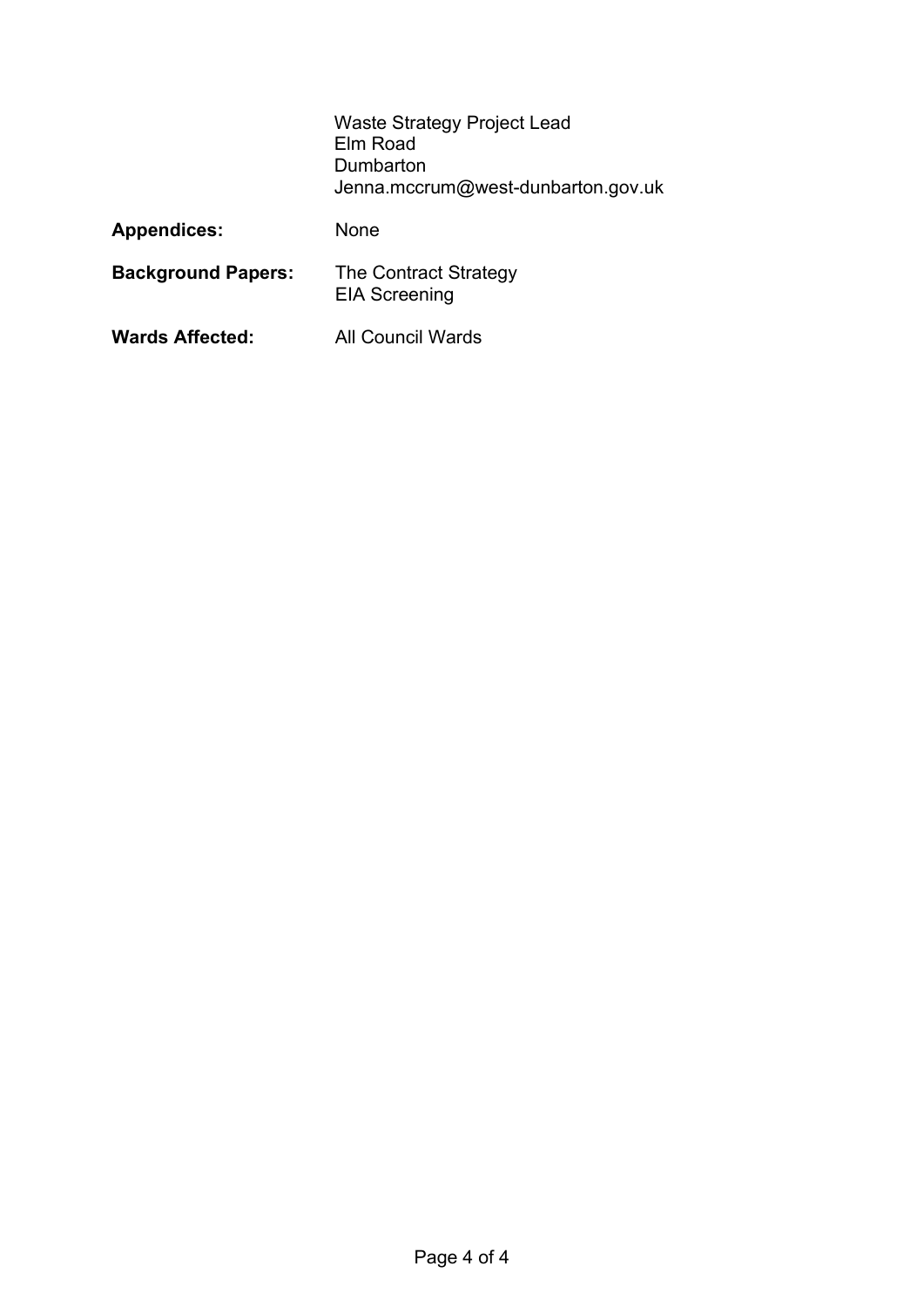Waste Strategy Project Lead
Elm Road
Dumbarton
Jenna.mccrum@west-dunbarton.gov.uk

**Appendices:** None

**Background Papers:** The Contract Strategy
EIA Screening

**Wards Affected:** All Council Wards